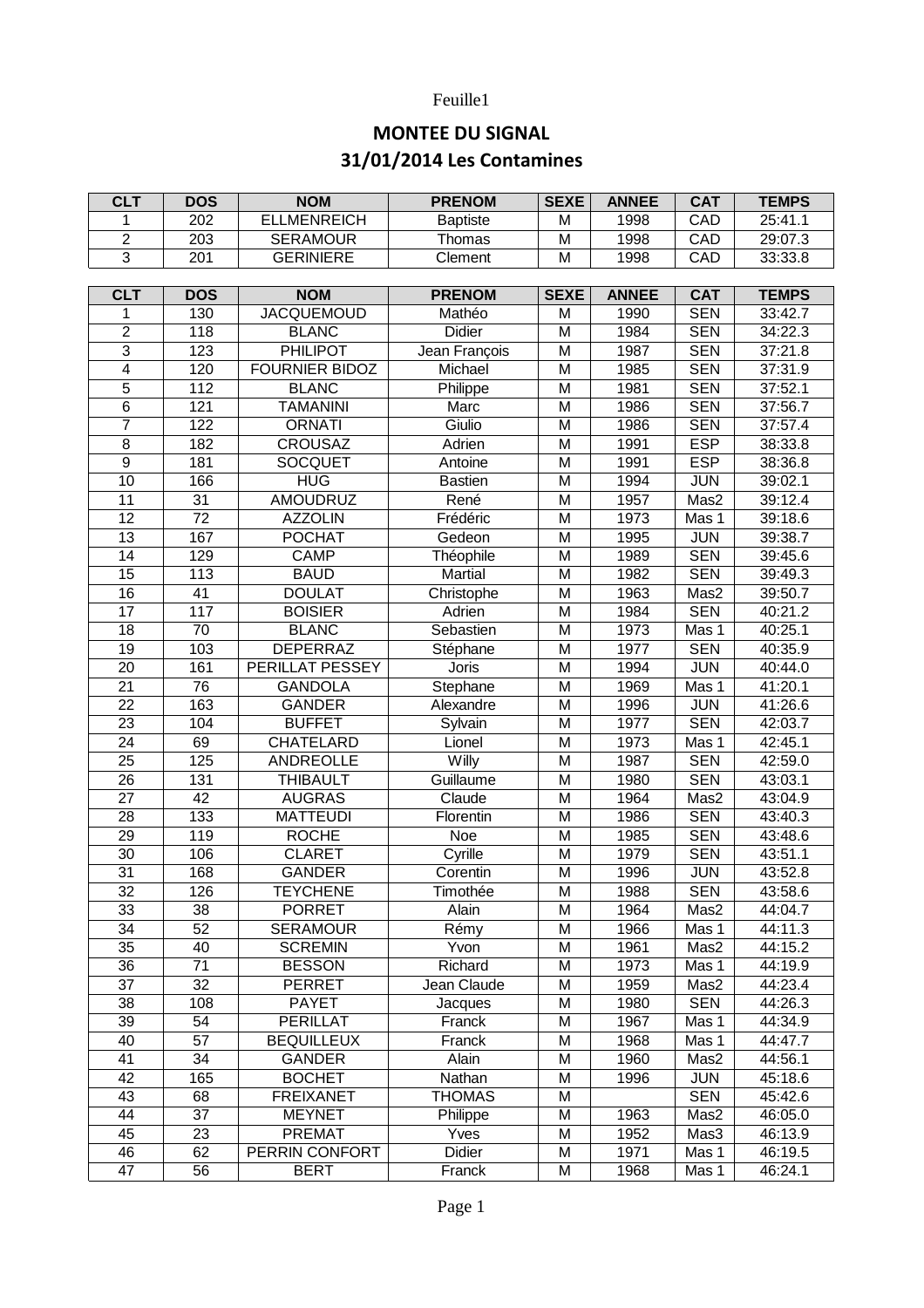# MONTEE DU SIGNAL
## 31/01/2014 Les Contamines

| CLT | DOS | NOM | PRENOM | SEXE | ANNEE | CAT | TEMPS |
|---|---|---|---|---|---|---|---|
| 1 | 202 | ELLMENREICH | Baptiste | M | 1998 | CAD | 25:41.1 |
| 2 | 203 | SERAMOUR | Thomas | M | 1998 | CAD | 29:07.3 |
| 3 | 201 | GERINIERE | Clement | M | 1998 | CAD | 33:33.8 |

| CLT | DOS | NOM | PRENOM | SEXE | ANNEE | CAT | TEMPS |
|---|---|---|---|---|---|---|---|
| 1 | 130 | JACQUEMOUD | Mathéo | M | 1990 | SEN | 33:42.7 |
| 2 | 118 | BLANC | Didier | M | 1984 | SEN | 34:22.3 |
| 3 | 123 | PHILIPOT | Jean François | M | 1987 | SEN | 37:21.8 |
| 4 | 120 | FOURNIER BIDOZ | Michael | M | 1985 | SEN | 37:31.9 |
| 5 | 112 | BLANC | Philippe | M | 1981 | SEN | 37:52.1 |
| 6 | 121 | TAMANINI | Marc | M | 1986 | SEN | 37:56.7 |
| 7 | 122 | ORNATI | Giulio | M | 1986 | SEN | 37:57.4 |
| 8 | 182 | CROUSAZ | Adrien | M | 1991 | ESP | 38:33.8 |
| 9 | 181 | SOCQUET | Antoine | M | 1991 | ESP | 38:36.8 |
| 10 | 166 | HUG | Bastien | M | 1994 | JUN | 39:02.1 |
| 11 | 31 | AMOUDRUZ | René | M | 1957 | Mas2 | 39:12.4 |
| 12 | 72 | AZZOLIN | Frédéric | M | 1973 | Mas 1 | 39:18.6 |
| 13 | 167 | POCHAT | Gedeon | M | 1995 | JUN | 39:38.7 |
| 14 | 129 | CAMP | Théophile | M | 1989 | SEN | 39:45.6 |
| 15 | 113 | BAUD | Martial | M | 1982 | SEN | 39:49.3 |
| 16 | 41 | DOULAT | Christophe | M | 1963 | Mas2 | 39:50.7 |
| 17 | 117 | BOISIER | Adrien | M | 1984 | SEN | 40:21.2 |
| 18 | 70 | BLANC | Sebastien | M | 1973 | Mas 1 | 40:25.1 |
| 19 | 103 | DEPERRAZ | Stéphane | M | 1977 | SEN | 40:35.9 |
| 20 | 161 | PERILLAT PESSEY | Joris | M | 1994 | JUN | 40:44.0 |
| 21 | 76 | GANDOLA | Stephane | M | 1969 | Mas 1 | 41:20.1 |
| 22 | 163 | GANDER | Alexandre | M | 1996 | JUN | 41:26.6 |
| 23 | 104 | BUFFET | Sylvain | M | 1977 | SEN | 42:03.7 |
| 24 | 69 | CHATELARD | Lionel | M | 1973 | Mas 1 | 42:45.1 |
| 25 | 125 | ANDREOLLE | Willy | M | 1987 | SEN | 42:59.0 |
| 26 | 131 | THIBAULT | Guillaume | M | 1980 | SEN | 43:03.1 |
| 27 | 42 | AUGRAS | Claude | M | 1964 | Mas2 | 43:04.9 |
| 28 | 133 | MATTEUDI | Florentin | M | 1986 | SEN | 43:40.3 |
| 29 | 119 | ROCHE | Noe | M | 1985 | SEN | 43:48.6 |
| 30 | 106 | CLARET | Cyrille | M | 1979 | SEN | 43:51.1 |
| 31 | 168 | GANDER | Corentin | M | 1996 | JUN | 43:52.8 |
| 32 | 126 | TEYCHENE | Timothée | M | 1988 | SEN | 43:58.6 |
| 33 | 38 | PORRET | Alain | M | 1964 | Mas2 | 44:04.7 |
| 34 | 52 | SERAMOUR | Rémy | M | 1966 | Mas 1 | 44:11.3 |
| 35 | 40 | SCREMIN | Yvon | M | 1961 | Mas2 | 44:15.2 |
| 36 | 71 | BESSON | Richard | M | 1973 | Mas 1 | 44:19.9 |
| 37 | 32 | PERRET | Jean Claude | M | 1959 | Mas2 | 44:23.4 |
| 38 | 108 | PAYET | Jacques | M | 1980 | SEN | 44:26.3 |
| 39 | 54 | PERILLAT | Franck | M | 1967 | Mas 1 | 44:34.9 |
| 40 | 57 | BEQUILLEUX | Franck | M | 1968 | Mas 1 | 44:47.7 |
| 41 | 34 | GANDER | Alain | M | 1960 | Mas2 | 44:56.1 |
| 42 | 165 | BOCHET | Nathan | M | 1996 | JUN | 45:18.6 |
| 43 | 68 | FREIXANET | THOMAS | M | | SEN | 45:42.6 |
| 44 | 37 | MEYNET | Philippe | M | 1963 | Mas2 | 46:05.0 |
| 45 | 23 | PREMAT | Yves | M | 1952 | Mas3 | 46:13.9 |
| 46 | 62 | PERRIN CONFORT | Didier | M | 1971 | Mas 1 | 46:19.5 |
| 47 | 56 | BERT | Franck | M | 1968 | Mas 1 | 46:24.1 |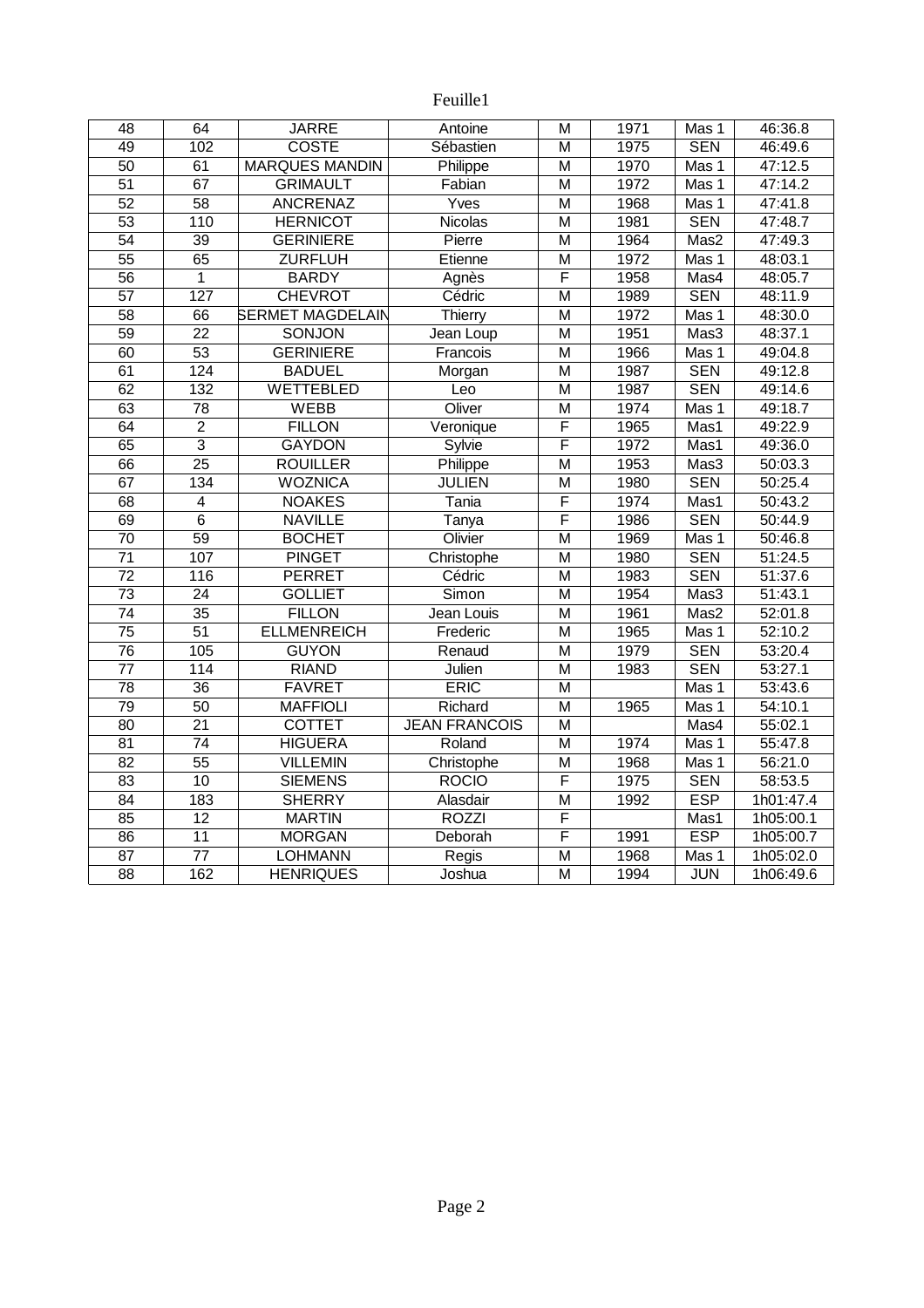| | | | | | | | |
|---|---|---|---|---|---|---|---|
| 48 | 64 | JARRE | Antoine | M | 1971 | Mas 1 | 46:36.8 |
| 49 | 102 | COSTE | Sébastien | M | 1975 | SEN | 46:49.6 |
| 50 | 61 | MARQUES MANDIN | Philippe | M | 1970 | Mas 1 | 47:12.5 |
| 51 | 67 | GRIMAULT | Fabian | M | 1972 | Mas 1 | 47:14.2 |
| 52 | 58 | ANCRENAZ | Yves | M | 1968 | Mas 1 | 47:41.8 |
| 53 | 110 | HERNICOT | Nicolas | M | 1981 | SEN | 47:48.7 |
| 54 | 39 | GERINIERE | Pierre | M | 1964 | Mas2 | 47:49.3 |
| 55 | 65 | ZURFLUH | Etienne | M | 1972 | Mas 1 | 48:03.1 |
| 56 | 1 | BARDY | Agnès | F | 1958 | Mas4 | 48:05.7 |
| 57 | 127 | CHEVROT | Cédric | M | 1989 | SEN | 48:11.9 |
| 58 | 66 | SERMET MAGDELAIN | Thierry | M | 1972 | Mas 1 | 48:30.0 |
| 59 | 22 | SONJON | Jean Loup | M | 1951 | Mas3 | 48:37.1 |
| 60 | 53 | GERINIERE | Francois | M | 1966 | Mas 1 | 49:04.8 |
| 61 | 124 | BADUEL | Morgan | M | 1987 | SEN | 49:12.8 |
| 62 | 132 | WETTEBLED | Leo | M | 1987 | SEN | 49:14.6 |
| 63 | 78 | WEBB | Oliver | M | 1974 | Mas 1 | 49:18.7 |
| 64 | 2 | FILLON | Veronique | F | 1965 | Mas1 | 49:22.9 |
| 65 | 3 | GAYDON | Sylvie | F | 1972 | Mas1 | 49:36.0 |
| 66 | 25 | ROUILLER | Philippe | M | 1953 | Mas3 | 50:03.3 |
| 67 | 134 | WOZNICA | JULIEN | M | 1980 | SEN | 50:25.4 |
| 68 | 4 | NOAKES | Tania | F | 1974 | Mas1 | 50:43.2 |
| 69 | 6 | NAVILLE | Tanya | F | 1986 | SEN | 50:44.9 |
| 70 | 59 | BOCHET | Olivier | M | 1969 | Mas 1 | 50:46.8 |
| 71 | 107 | PINGET | Christophe | M | 1980 | SEN | 51:24.5 |
| 72 | 116 | PERRET | Cédric | M | 1983 | SEN | 51:37.6 |
| 73 | 24 | GOLLIET | Simon | M | 1954 | Mas3 | 51:43.1 |
| 74 | 35 | FILLON | Jean Louis | M | 1961 | Mas2 | 52:01.8 |
| 75 | 51 | ELLMENREICH | Frederic | M | 1965 | Mas 1 | 52:10.2 |
| 76 | 105 | GUYON | Renaud | M | 1979 | SEN | 53:20.4 |
| 77 | 114 | RIAND | Julien | M | 1983 | SEN | 53:27.1 |
| 78 | 36 | FAVRET | ERIC | M | | Mas 1 | 53:43.6 |
| 79 | 50 | MAFFIOLI | Richard | M | 1965 | Mas 1 | 54:10.1 |
| 80 | 21 | COTTET | JEAN FRANCOIS | M | | Mas4 | 55:02.1 |
| 81 | 74 | HIGUERA | Roland | M | 1974 | Mas 1 | 55:47.8 |
| 82 | 55 | VILLEMIN | Christophe | M | 1968 | Mas 1 | 56:21.0 |
| 83 | 10 | SIEMENS | ROCIO | F | 1975 | SEN | 58:53.5 |
| 84 | 183 | SHERRY | Alasdair | M | 1992 | ESP | 1h01:47.4 |
| 85 | 12 | MARTIN | ROZZI | F | | Mas1 | 1h05:00.1 |
| 86 | 11 | MORGAN | Deborah | F | 1991 | ESP | 1h05:00.7 |
| 87 | 77 | LOHMANN | Regis | M | 1968 | Mas 1 | 1h05:02.0 |
| 88 | 162 | HENRIQUES | Joshua | M | 1994 | JUN | 1h06:49.6 |